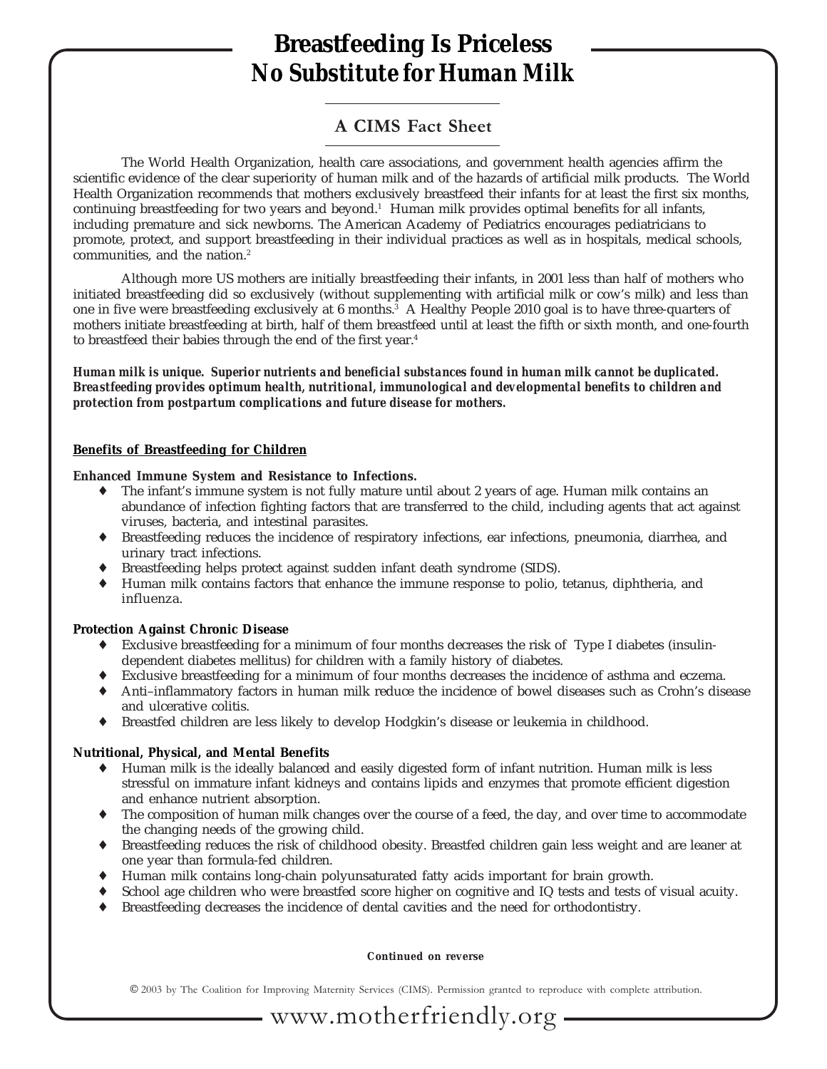# Breastfeeding Is Priceless
# No Substitute for Human Milk

## A CIMS Fact Sheet

The World Health Organization, health care associations, and government health agencies affirm the scientific evidence of the clear superiority of human milk and of the hazards of artificial milk products. The World Health Organization recommends that mothers exclusively breastfeed their infants for at least the first six months, continuing breastfeeding for two years and beyond.[1] Human milk provides optimal benefits for all infants, including premature and sick newborns. The American Academy of Pediatrics encourages pediatricians to promote, protect, and support breastfeeding in their individual practices as well as in hospitals, medical schools, communities, and the nation.[2]

Although more US mothers are initially breastfeeding their infants, in 2001 less than half of mothers who initiated breastfeeding did so exclusively (without supplementing with artificial milk or cow's milk) and less than one in five were breastfeeding exclusively at 6 months.[3] A Healthy People 2010 goal is to have three-quarters of mothers initiate breastfeeding at birth, half of them breastfeed until at least the fifth or sixth month, and one-fourth to breastfeed their babies through the end of the first year.[4]

***Human milk is unique. Superior nutrients and beneficial substances found in human milk cannot be duplicated. Breastfeeding provides optimum health, nutritional, immunological and developmental benefits to children and protection from postpartum complications and future disease for mothers.***

**<u>Benefits of Breastfeeding for Children</u>**

**Enhanced Immune System and Resistance to Infections.**

- The infant's immune system is not fully mature until about 2 years of age. Human milk contains an abundance of infection fighting factors that are transferred to the child, including agents that act against viruses, bacteria, and intestinal parasites.
- Breastfeeding reduces the incidence of respiratory infections, ear infections, pneumonia, diarrhea, and urinary tract infections.
- Breastfeeding helps protect against sudden infant death syndrome (SIDS).
- Human milk contains factors that enhance the immune response to polio, tetanus, diphtheria, and influenza.

**Protection Against Chronic Disease**

- Exclusive breastfeeding for a minimum of four months decreases the risk of Type I diabetes (insulin-dependent diabetes mellitus) for children with a family history of diabetes.
- Exclusive breastfeeding for a minimum of four months decreases the incidence of asthma and eczema.
- Anti–inflammatory factors in human milk reduce the incidence of bowel diseases such as Crohn's disease and ulcerative colitis.
- Breastfed children are less likely to develop Hodgkin's disease or leukemia in childhood.

**Nutritional, Physical, and Mental Benefits**

- Human milk is *the* ideally balanced and easily digested form of infant nutrition. Human milk is less stressful on immature infant kidneys and contains lipids and enzymes that promote efficient digestion and enhance nutrient absorption.
- The composition of human milk changes over the course of a feed, the day, and over time to accommodate the changing needs of the growing child.
- Breastfeeding reduces the risk of childhood obesity. Breastfed children gain less weight and are leaner at one year than formula-fed children.
- Human milk contains long-chain polyunsaturated fatty acids important for brain growth.
- School age children who were breastfed score higher on cognitive and IQ tests and tests of visual acuity.
- Breastfeeding decreases the incidence of dental cavities and the need for orthodontistry.

**Continued on reverse**

© 2003 by The Coalition for Improving Maternity Services (CIMS). Permission granted to reproduce with complete attribution.

www.motherfriendly.org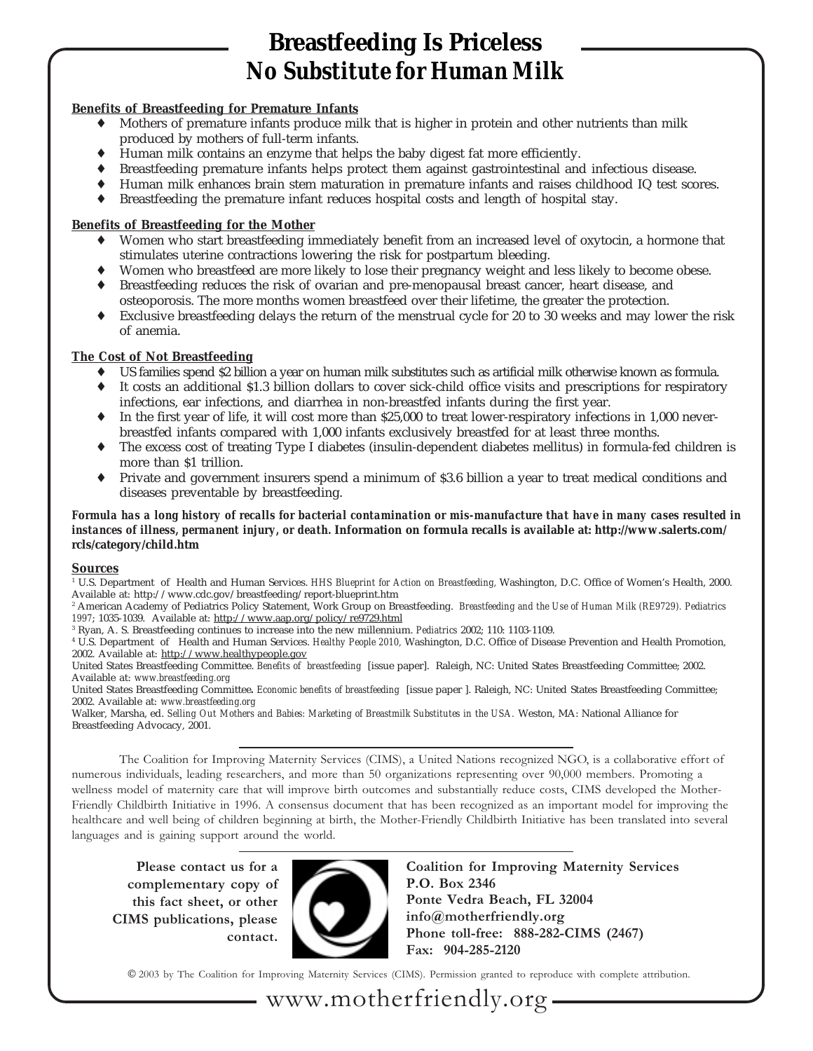# Breastfeeding Is Priceless
# No Substitute for Human Milk

**Benefits of Breastfeeding for Premature Infants**

- Mothers of premature infants produce milk that is higher in protein and other nutrients than milk produced by mothers of full-term infants.
- Human milk contains an enzyme that helps the baby digest fat more efficiently.
- Breastfeeding premature infants helps protect them against gastrointestinal and infectious disease.
- Human milk enhances brain stem maturation in premature infants and raises childhood IQ test scores.
- Breastfeeding the premature infant reduces hospital costs and length of hospital stay.

**Benefits of Breastfeeding for the Mother**

- Women who start breastfeeding immediately benefit from an increased level of oxytocin, a hormone that stimulates uterine contractions lowering the risk for postpartum bleeding.
- Women who breastfeed are more likely to lose their pregnancy weight and less likely to become obese.
- Breastfeeding reduces the risk of ovarian and pre-menopausal breast cancer, heart disease, and osteoporosis. The more months women breastfeed over their lifetime, the greater the protection.
- Exclusive breastfeeding delays the return of the menstrual cycle for 20 to 30 weeks and may lower the risk of anemia.

**The Cost of Not Breastfeeding**

- US families spend $2 billion a year on human milk substitutes such as artificial milk otherwise known as formula.
- It costs an additional $1.3 billion dollars to cover sick-child office visits and prescriptions for respiratory infections, ear infections, and diarrhea in non-breastfed infants during the first year.
- In the first year of life, it will cost more than $25,000 to treat lower-respiratory infections in 1,000 never-breastfed infants compared with 1,000 infants exclusively breastfed for at least three months.
- The excess cost of treating Type I diabetes (insulin-dependent diabetes mellitus) in formula-fed children is more than $1 trillion.
- Private and government insurers spend a minimum of $3.6 billion a year to treat medical conditions and diseases preventable by breastfeeding.

***Formula has a long history of recalls for bacterial contamination or mis-manufacture that have in many cases resulted in instances of illness, permanent injury, or death. Information on formula recalls is available at: http://www.salerts.com/rcls/category/child.htm***

**Sources**

[1] U.S. Department of Health and Human Services. *HHS Blueprint for Action on Breastfeeding,* Washington, D.C. Office of Women's Health, 2000. Available at: http://www.cdc.gov/breastfeeding/report-blueprint.htm

[2] American Academy of Pediatrics Policy Statement, Work Group on Breastfeeding. *Breastfeeding and the Use of Human Milk (RE9729). Pediatrics* 1997; 1035-1039. Available at: http://www.aap.org/policy/re9729.html

[3] Ryan, A. S. Breastfeeding continues to increase into the new millennium. *Pediatrics* 2002; 110: 1103-1109.

[4] U.S. Department of Health and Human Services. *Healthy People 2010,* Washington, D.C. Office of Disease Prevention and Health Promotion, 2002. Available at: http://www.healthypeople.gov

United States Breastfeeding Committee. *Benefits of breastfeeding* [issue paper]. Raleigh, NC: United States Breastfeeding Committee; 2002. Available at: www.breastfeeding.org

United States Breastfeeding Committee. *Economic benefits of breastfeeding* [issue paper ]. Raleigh, NC: United States Breastfeeding Committee; 2002. Available at: www.breastfeeding.org

Walker, Marsha, ed. *Selling Out Mothers and Babies: Marketing of Breastmilk Substitutes in the USA.* Weston, MA: National Alliance for Breastfeeding Advocacy, 2001.

---

The Coalition for Improving Maternity Services (CIMS), a United Nations recognized NGO, is a collaborative effort of numerous individuals, leading researchers, and more than 50 organizations representing over 90,000 members. Promoting a wellness model of maternity care that will improve birth outcomes and substantially reduce costs, CIMS developed the Mother-Friendly Childbirth Initiative in 1996. A consensus document that has been recognized as an important model for improving the healthcare and well being of children beginning at birth, the Mother-Friendly Childbirth Initiative has been translated into several languages and is gaining support around the world.

---

**Please contact us for a complementary copy of this fact sheet, or other CIMS publications, please contact.**

**Coalition for Improving Maternity Services**
**P.O. Box 2346**
**Ponte Vedra Beach, FL 32004**
**info@motherfriendly.org**
**Phone toll-free: 888-282-CIMS (2467)**
**Fax: 904-285-2120**

© 2003 by The Coalition for Improving Maternity Services (CIMS). Permission granted to reproduce with complete attribution.

www.motherfriendly.org